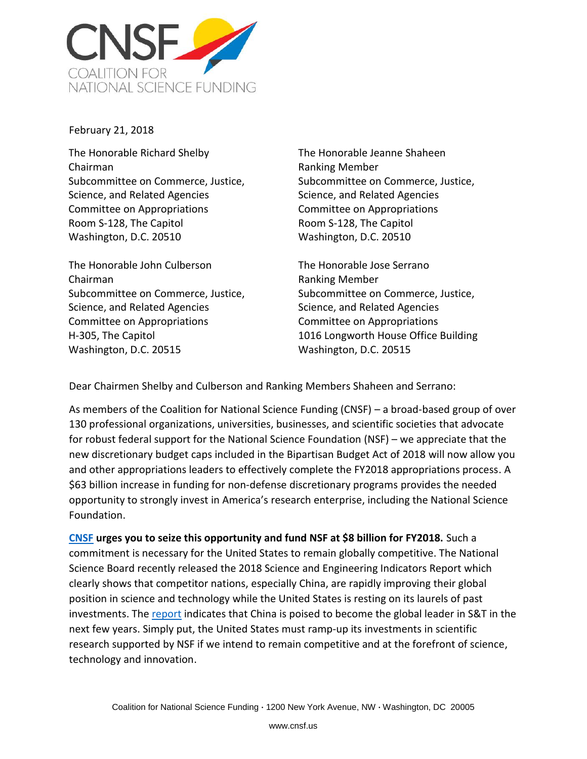CNSF

COALITION FOR NATIONAL SCIENCE FUNDING

February 21, 2018

The Honorable Richard Shelby
Chairman
Subcommittee on Commerce, Justice, Science, and Related Agencies
Committee on Appropriations
Room S-128, The Capitol
Washington, D.C. 20510

The Honorable Jeanne Shaheen
Ranking Member
Subcommittee on Commerce, Justice, Science, and Related Agencies
Committee on Appropriations
Room S-128, The Capitol
Washington, D.C. 20510

The Honorable John Culberson
Chairman
Subcommittee on Commerce, Justice, Science, and Related Agencies
Committee on Appropriations
H-305, The Capitol
Washington, D.C. 20515

The Honorable Jose Serrano
Ranking Member
Subcommittee on Commerce, Justice, Science, and Related Agencies
Committee on Appropriations
1016 Longworth House Office Building
Washington, D.C. 20515

Dear Chairmen Shelby and Culberson and Ranking Members Shaheen and Serrano:

As members of the Coalition for National Science Funding (CNSF) – a broad-based group of over 130 professional organizations, universities, businesses, and scientific societies that advocate for robust federal support for the National Science Foundation (NSF) – we appreciate that the new discretionary budget caps included in the Bipartisan Budget Act of 2018 will now allow you and other appropriations leaders to effectively complete the FY2018 appropriations process. A $63 billion increase in funding for non-defense discretionary programs provides the needed opportunity to strongly invest in America's research enterprise, including the National Science Foundation.

**CNSF urges you to seize this opportunity and fund NSF at $8 billion for FY2018.** Such a commitment is necessary for the United States to remain globally competitive. The National Science Board recently released the 2018 Science and Engineering Indicators Report which clearly shows that competitor nations, especially China, are rapidly improving their global position in science and technology while the United States is resting on its laurels of past investments. The report indicates that China is poised to become the global leader in S&T in the next few years. Simply put, the United States must ramp-up its investments in scientific research supported by NSF if we intend to remain competitive and at the forefront of science, technology and innovation.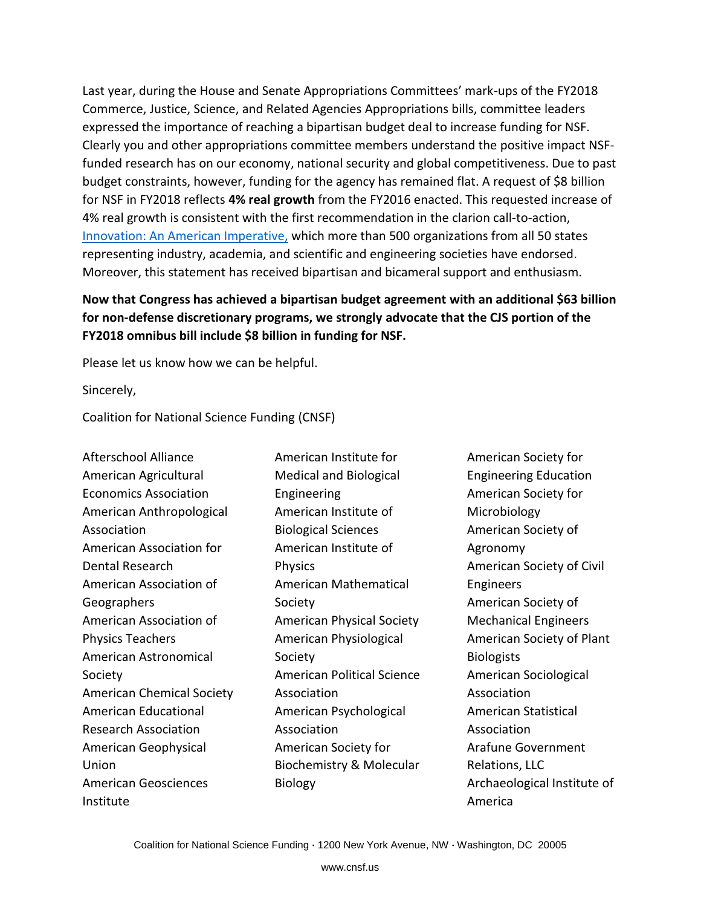Last year, during the House and Senate Appropriations Committees' mark-ups of the FY2018 Commerce, Justice, Science, and Related Agencies Appropriations bills, committee leaders expressed the importance of reaching a bipartisan budget deal to increase funding for NSF. Clearly you and other appropriations committee members understand the positive impact NSF-funded research has on our economy, national security and global competitiveness. Due to past budget constraints, however, funding for the agency has remained flat. A request of $8 billion for NSF in FY2018 reflects **4% real growth** from the FY2016 enacted. This requested increase of 4% real growth is consistent with the first recommendation in the clarion call-to-action, [Innovation: An American Imperative,] which more than 500 organizations from all 50 states representing industry, academia, and scientific and engineering societies have endorsed. Moreover, this statement has received bipartisan and bicameral support and enthusiasm.

**Now that Congress has achieved a bipartisan budget agreement with an additional $63 billion for non-defense discretionary programs, we strongly advocate that the CJS portion of the FY2018 omnibus bill include $8 billion in funding for NSF.**

Please let us know how we can be helpful.

Sincerely,

Coalition for National Science Funding (CNSF)

Afterschool Alliance
American Agricultural Economics Association
American Anthropological Association
American Association for Dental Research
American Association of Geographers
American Association of Physics Teachers
American Astronomical Society
American Chemical Society
American Educational Research Association
American Geophysical Union
American Geosciences Institute
American Institute for Medical and Biological Engineering
American Institute of Biological Sciences
American Institute of Physics
American Mathematical Society
American Physical Society
American Physiological Society
American Political Science Association
American Psychological Association
American Society for Biochemistry & Molecular Biology
American Society for Engineering Education
American Society for Microbiology
American Society of Agronomy
American Society of Civil Engineers
American Society of Mechanical Engineers
American Society of Plant Biologists
American Sociological Association
American Statistical Association
Arafune Government Relations, LLC
Archaeological Institute of America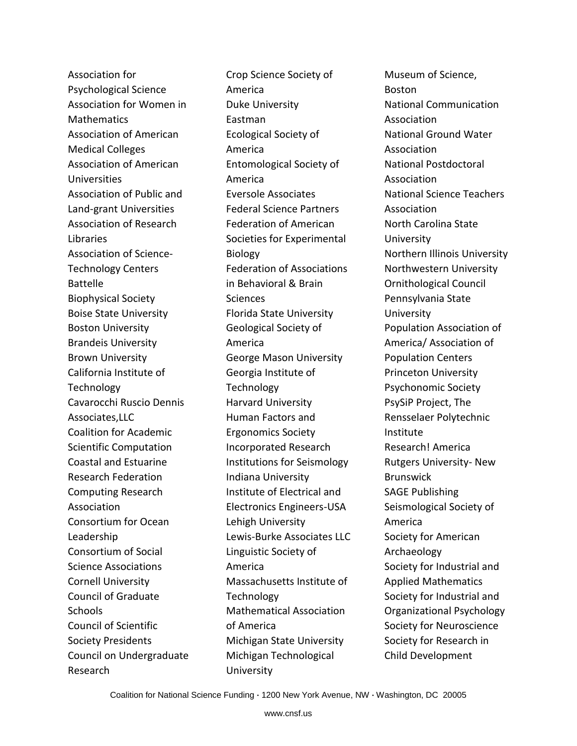Association for Psychological Science
Association for Women in Mathematics
Association of American Medical Colleges
Association of American Universities
Association of Public and Land-grant Universities
Association of Research Libraries
Association of Science-Technology Centers
Battelle
Biophysical Society
Boise State University
Boston University
Brandeis University
Brown University
California Institute of Technology
Cavarocchi Ruscio Dennis Associates,LLC
Coalition for Academic Scientific Computation
Coastal and Estuarine Research Federation
Computing Research Association
Consortium for Ocean Leadership
Consortium of Social Science Associations
Cornell University
Council of Graduate Schools
Council of Scientific Society Presidents
Council on Undergraduate Research
Crop Science Society of America
Duke University
Eastman
Ecological Society of America
Entomological Society of America
Eversole Associates
Federal Science Partners
Federation of American Societies for Experimental Biology
Federation of Associations in Behavioral & Brain Sciences
Florida State University
Geological Society of America
George Mason University
Georgia Institute of Technology
Harvard University
Human Factors and Ergonomics Society
Incorporated Research Institutions for Seismology
Indiana University
Institute of Electrical and Electronics Engineers-USA
Lehigh University
Lewis-Burke Associates LLC
Linguistic Society of America
Massachusetts Institute of Technology
Mathematical Association of America
Michigan State University
Michigan Technological University
Museum of Science, Boston
National Communication Association
National Ground Water Association
National Postdoctoral Association
National Science Teachers Association
North Carolina State University
Northern Illinois University
Northwestern University
Ornithological Council
Pennsylvania State University
Population Association of America/ Association of Population Centers
Princeton University
Psychonomic Society
PsySiP Project, The
Rensselaer Polytechnic Institute
Research! America
Rutgers University- New Brunswick
SAGE Publishing
Seismological Society of America
Society for American Archaeology
Society for Industrial and Applied Mathematics
Society for Industrial and Organizational Psychology
Society for Neuroscience
Society for Research in Child Development

Coalition for National Science Funding · 1200 New York Avenue, NW · Washington, DC 20005

www.cnsf.us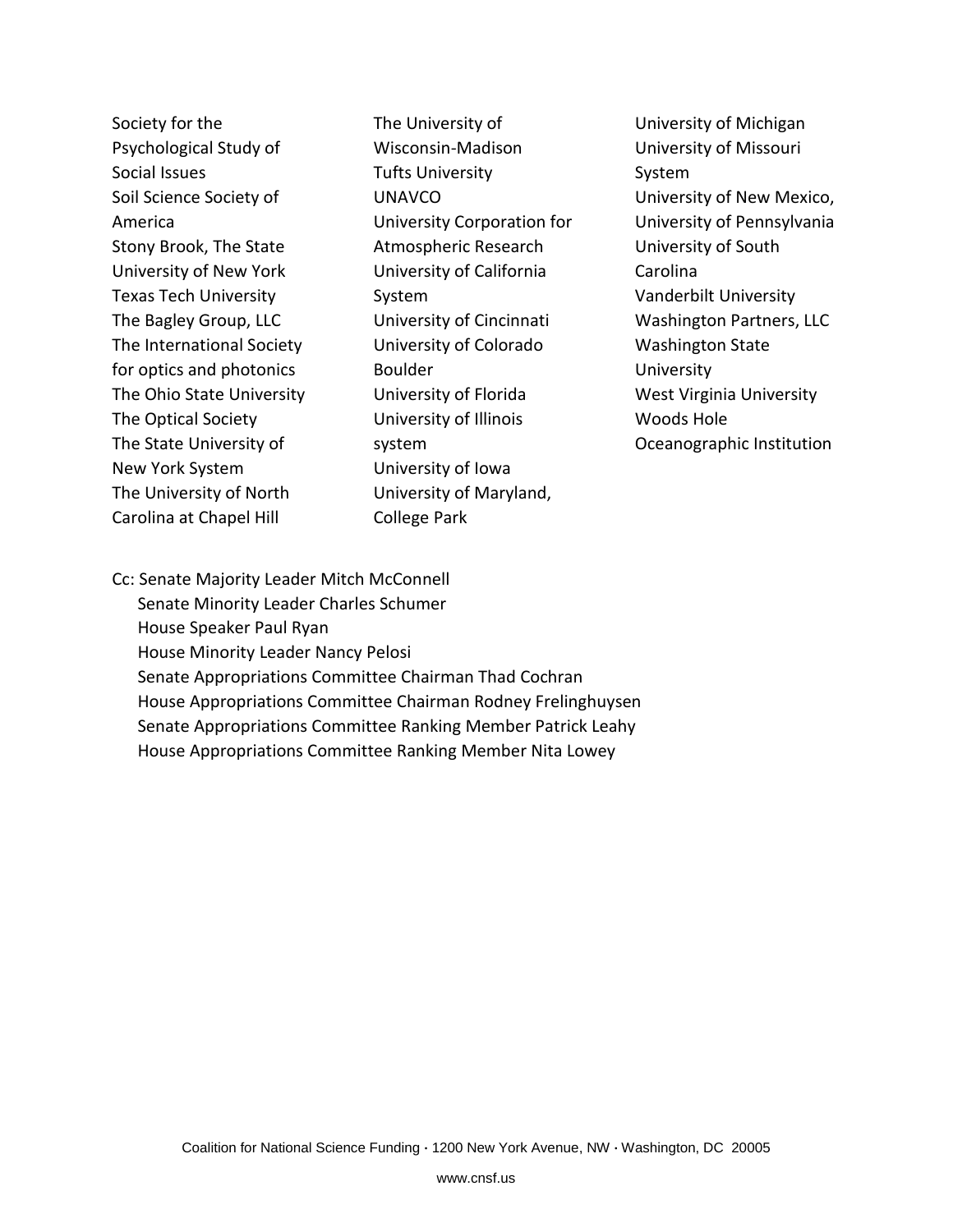Society for the Psychological Study of Social Issues
Soil Science Society of America
Stony Brook, The State University of New York
Texas Tech University
The Bagley Group, LLC
The International Society for optics and photonics
The Ohio State University
The Optical Society
The State University of New York System
The University of North Carolina at Chapel Hill
The University of Wisconsin-Madison
Tufts University
UNAVCO
University Corporation for Atmospheric Research
University of California System
University of Cincinnati
University of Colorado Boulder
University of Florida
University of Illinois system
University of Iowa
University of Maryland, College Park
University of Michigan
University of Missouri System
University of New Mexico,
University of Pennsylvania
University of South Carolina
Vanderbilt University
Washington Partners, LLC
Washington State University
West Virginia University
Woods Hole Oceanographic Institution

Cc: Senate Majority Leader Mitch McConnell
Senate Minority Leader Charles Schumer
House Speaker Paul Ryan
House Minority Leader Nancy Pelosi
Senate Appropriations Committee Chairman Thad Cochran
House Appropriations Committee Chairman Rodney Frelinghuysen
Senate Appropriations Committee Ranking Member Patrick Leahy
House Appropriations Committee Ranking Member Nita Lowey